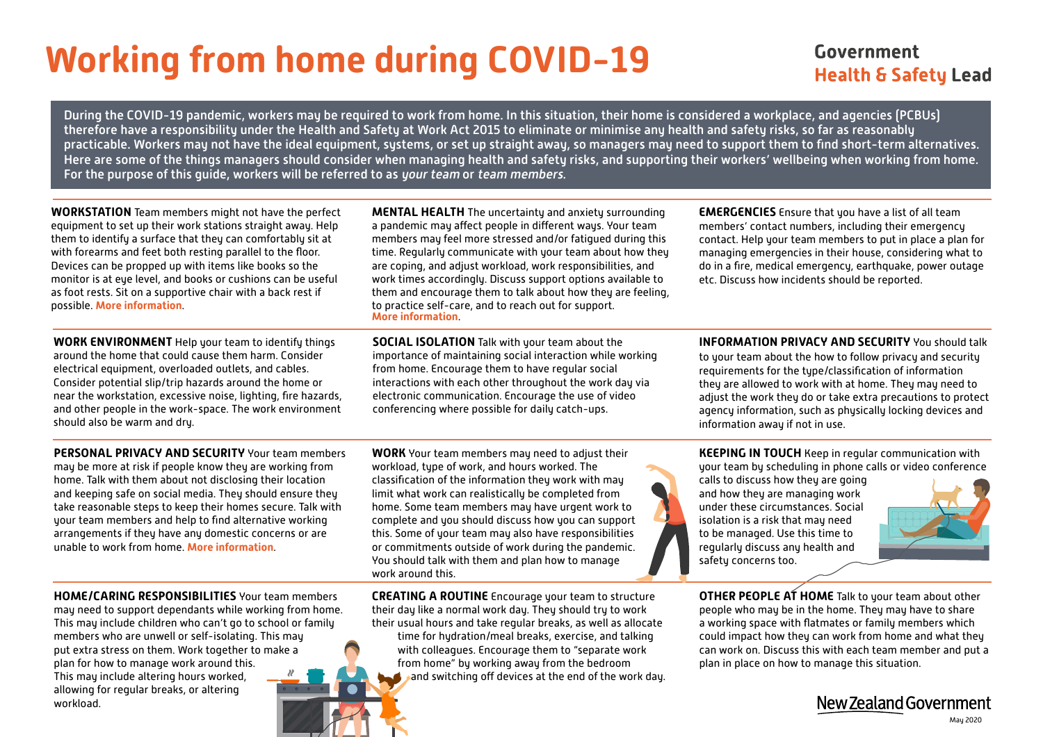# Working from home during COVID-19

**Government Health & Safety Lead**

During the COVID-19 pandemic, workers may be required to work from home. In this situation, their home is considered a workplace, and agencies (PCBUs) therefore have a responsibility under the Health and Safety at Work Act 2015 to eliminate or minimise any health and safety risks, so far as reasonably practicable. Workers may not have the ideal equipment, systems, or set up straight away, so managers may need to support them to find short-term alternatives. Here are some of the things managers should consider when managing health and safety risks, and supporting their workers' wellbeing when working from home. For the purpose of this guide, workers will be referred to as *your team* or *team members*.

**WORKSTATION** Team members might not have the perfect equipment to set up their work stations straight away. Help them to identify a surface that they can comfortably sit at with forearms and feet both resting parallel to the floor. Devices can be propped up with items like books so the monitor is at eye level, and books or cushions can be useful as foot rests. Sit on a supportive chair with a back rest if possible. **More information**.

**WORK ENVIRONMENT** Help your team to identify things around the home that could cause them harm. Consider electrical equipment, overloaded outlets, and cables. Consider potential slip/trip hazards around the home or near the workstation, excessive noise, lighting, fire hazards, and other people in the work-space. The work environment should also be warm and dry.

**PERSONAL PRIVACY AND SECURITY** Your team members may be more at risk if people know they are working from home. Talk with them about not disclosing their location and keeping safe on social media. They should ensure they take reasonable steps to keep their homes secure. Talk with your team members and help to find alternative working arrangements if they have any domestic concerns or are unable to work from home. **More information**.

**HOME/CARING RESPONSIBILITIES** Your team members may need to support dependants while working from home. This may include children who can't go to school or family members who are unwell or self-isolating. This may put extra stress on them. Work together to make a plan for how to manage work around this. This may include altering hours worked, allowing for regular breaks, or altering workload.

**MENTAL HEALTH** The uncertainty and anxiety surrounding a pandemic may affect people in different ways. Your team members may feel more stressed and/or fatigued during this time. Regularly communicate with your team about how they are coping, and adjust workload, work responsibilities, and work times accordingly. Discuss support options available to them and encourage them to talk about how they are feeling, to practice self-care, and to reach out for support. **More information**.

**SOCIAL ISOLATION** Talk with your team about the importance of maintaining social interaction while working from home. Encourage them to have regular social interactions with each other throughout the work day via electronic communication. Encourage the use of video conferencing where possible for daily catch-ups.

**WORK** Your team members may need to adjust their workload, type of work, and hours worked. The classification of the information they work with may limit what work can realistically be completed from home. Some team members may have urgent work to complete and you should discuss how you can support this. Some of your team may also have responsibilities or commitments outside of work during the pandemic. You should talk with them and plan how to manage work around this.

**CREATING A ROUTINE** Encourage your team to structure their day like a normal work day. They should try to work their usual hours and take regular breaks, as well as allocate time for hydration/meal breaks, exercise, and talking with colleagues. Encourage them to "separate work from home" by working away from the bedroom and switching off devices at the end of the work day.

**EMERGENCIES** Ensure that you have a list of all team members' contact numbers, including their emergency contact. Help your team members to put in place a plan for managing emergencies in their house, considering what to do in a fire, medical emergency, earthquake, power outage etc. Discuss how incidents should be reported.

**INFORMATION PRIVACY AND SECURITY** You should talk to your team about the how to follow privacy and security requirements for the type/classification of information they are allowed to work with at home. They may need to adjust the work they do or take extra precautions to protect agency information, such as physically locking devices and information away if not in use.

**KEEPING IN TOUCH** Keep in regular communication with your team by scheduling in phone calls or video conference calls to discuss how they are going and how they are managing work under these circumstances. Social isolation is a risk that may need to be managed. Use this time to regularly discuss any health and safety concerns too.

**OTHER PEOPLE AT HOME** Talk to your team about other people who may be in the home. They may have to share a working space with flatmates or family members which could impact how they can work from home and what they can work on. Discuss this with each team member and put a plan in place on how to manage this situation.

New Zealand Government

May 2020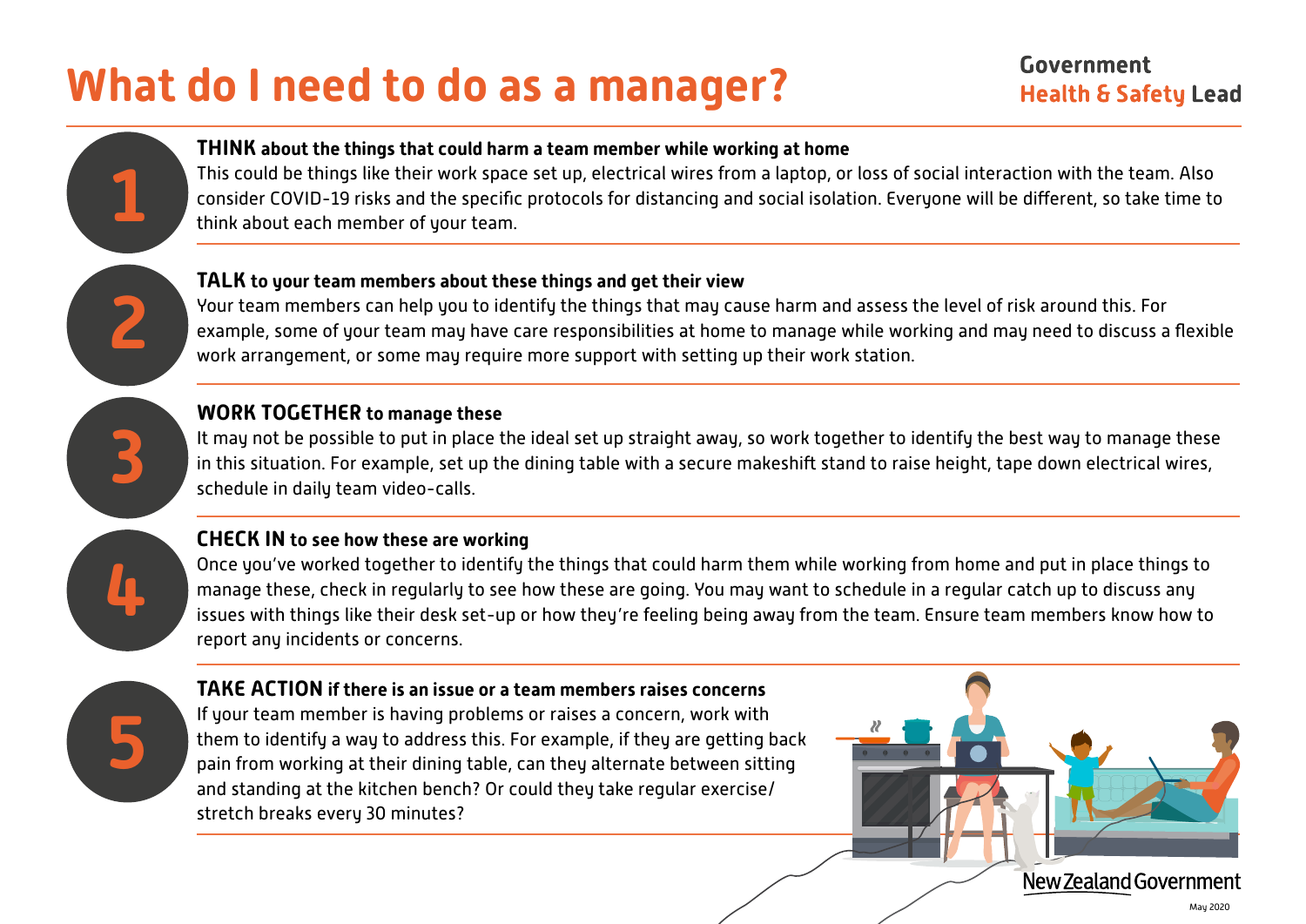# What do I need to do as a manager?

Government **Health & Safety Lead**

## 1

**THINK about the things that could harm a team member while working at home**

This could be things like their work space set up, electrical wires from a laptop, or loss of social interaction with the team. Also consider COVID-19 risks and the specific protocols for distancing and social isolation. Everyone will be different, so take time to think about each member of your team.

## 2

**TALK to your team members about these things and get their view**

Your team members can help you to identify the things that may cause harm and assess the level of risk around this. For example, some of your team may have care responsibilities at home to manage while working and may need to discuss a flexible work arrangement, or some may require more support with setting up their work station.

## 3

**WORK TOGETHER to manage these**

It may not be possible to put in place the ideal set up straight away, so work together to identify the best way to manage these in this situation. For example, set up the dining table with a secure makeshift stand to raise height, tape down electrical wires, schedule in daily team video-calls.

## 4

**CHECK IN to see how these are working**

Once you've worked together to identify the things that could harm them while working from home and put in place things to manage these, check in regularly to see how these are going. You may want to schedule in a regular catch up to discuss any issues with things like their desk set-up or how they're feeling being away from the team. Ensure team members know how to report any incidents or concerns.

## 5

**TAKE ACTION if there is an issue or a team members raises concerns**

If your team member is having problems or raises a concern, work with them to identify a way to address this. For example, if they are getting back pain from working at their dining table, can they alternate between sitting and standing at the kitchen bench? Or could they take regular exercise/stretch breaks every 30 minutes?

New Zealand Government

May 2020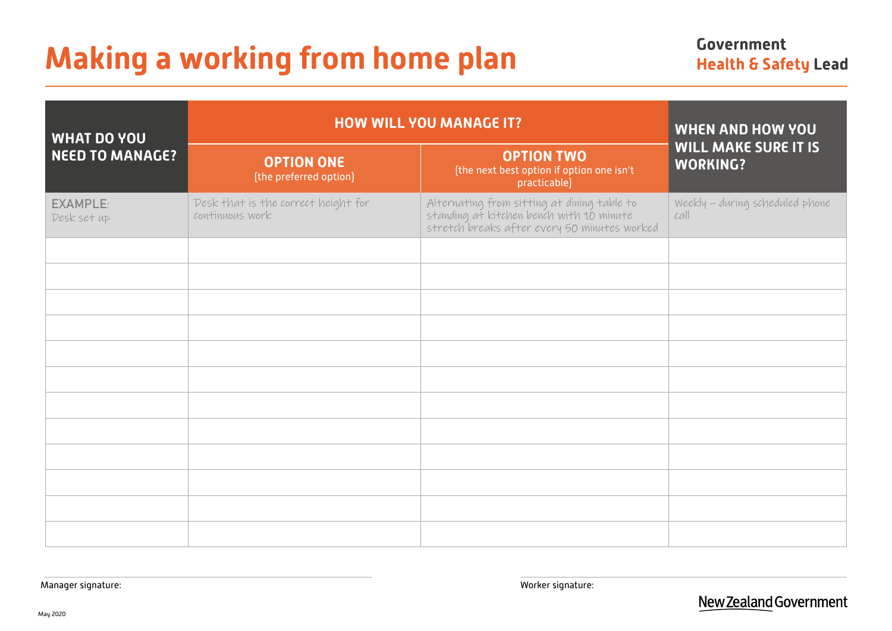# Making a working from home plan

Government
Health & Safety Lead

| WHAT DO YOU NEED TO MANAGE? | HOW WILL YOU MANAGE IT? | | WHEN AND HOW YOU WILL MAKE SURE IT IS WORKING? |
|---|---|---|---|
| | OPTION ONE (the preferred option) | OPTION TWO (the next best option if option one isn't practicable) | |
| EXAMPLE: Desk set up | Desk that is the correct height for continuous work | Alternating from sitting at dining table to standing at kitchen bench with 10 minute stretch breaks after every 50 minutes worked | Weekly – during scheduled phone call |
| | | | |
| | | | |
| | | | |
| | | | |
| | | | |
| | | | |
| | | | |
| | | | |
| | | | |
| | | | |
| | | | |
| | | | |

Manager signature:

Worker signature:

May 2020

New Zealand Government